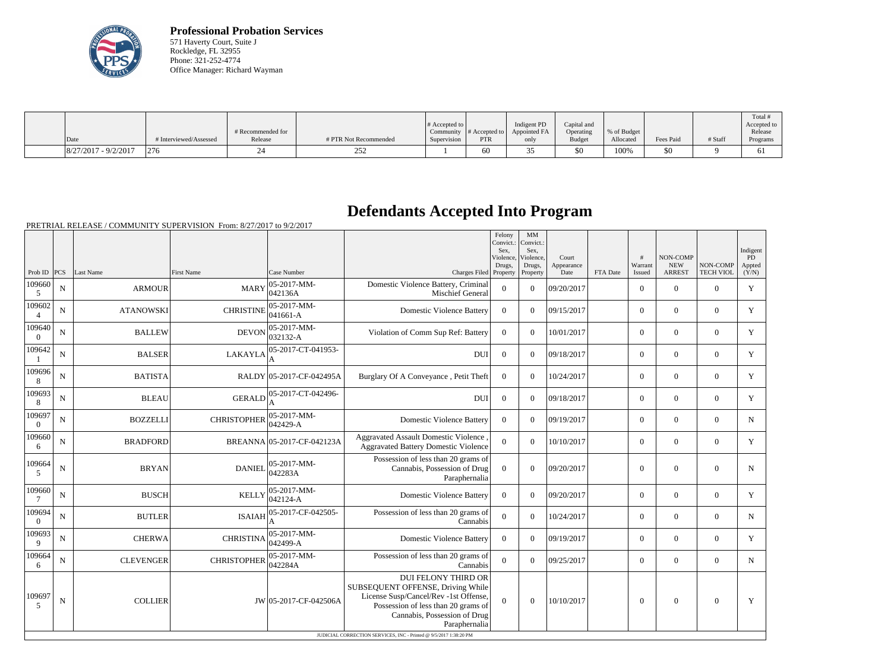**Professional Probation Services**
571 Haverty Court, Suite J
Rockledge, FL 32955
Phone: 321-252-4774
Office Manager: Richard Wayman

| Date | # Interviewed/Assessed | # Recommended for Release | # PTR Not Recommended | # Accepted to Community Supervision | # Accepted to PTR | Indigent PD Appointed FA only | Capital and Operating Budget | % of Budget Allocated | Fees Paid | # Staff | Total # Accepted to Release Programs |
|---|---|---|---|---|---|---|---|---|---|---|---|
| 8/27/2017 - 9/2/2017 | 276 | 24 | 252 | 1 | 60 | 35 | $0 | 100% | $0 | 9 | 61 |

# Defendants Accepted Into Program

PRETRIAL RELEASE / COMMUNITY SUPERVISION From: 8/27/2017 to 9/2/2017

| Prob ID | PCS | Last Name | First Name | Case Number | Charges Filed | Felony Convict.: Sex, Violence, Drugs, Property | MM Convict.: Sex, Violence, Drugs, Property | Court Appearance Date | FTA Date | # Warrant Issued | NON-COMP NEW ARREST | NON-COMP TECH VIOL | Indigent PD Appted (Y/N) |
|---|---|---|---|---|---|---|---|---|---|---|---|---|---|
| 1096605 | N | ARMOUR | MARY | 05-2017-MM-042136A | Domestic Violence Battery, Criminal Mischief General | 0 | 0 | 09/20/2017 | | 0 | 0 | 0 | Y |
| 1096024 | N | ATANOWSKI | CHRISTINE | 05-2017-MM-041661-A | Domestic Violence Battery | 0 | 0 | 09/15/2017 | | 0 | 0 | 0 | Y |
| 1096400 | N | BALLEW | DEVON | 05-2017-MM-032132-A | Violation of Comm Sup Ref: Battery | 0 | 0 | 10/01/2017 | | 0 | 0 | 0 | Y |
| 1096421 | N | BALSER | LAKAYLA | 05-2017-CT-041953-A | DUI | 0 | 0 | 09/18/2017 | | 0 | 0 | 0 | Y |
| 1096968 | N | BATISTA | RALDY | 05-2017-CF-042495A | Burglary Of A Conveyance , Petit Theft | 0 | 0 | 10/24/2017 | | 0 | 0 | 0 | Y |
| 1096938 | N | BLEAU | GERALD | 05-2017-CT-042496-A | DUI | 0 | 0 | 09/18/2017 | | 0 | 0 | 0 | Y |
| 1096970 | N | BOZZELLI | CHRISTOPHER | 05-2017-MM-042429-A | Domestic Violence Battery | 0 | 0 | 09/19/2017 | | 0 | 0 | 0 | N |
| 1096606 | N | BRADFORD | BREANNA | 05-2017-CF-042123A | Aggravated Assault Domestic Violence , Aggravated Battery Domestic Violence | 0 | 0 | 10/10/2017 | | 0 | 0 | 0 | Y |
| 1096645 | N | BRYAN | DANIEL | 05-2017-MM-042283A | Possession of less than 20 grams of Cannabis, Possession of Drug Paraphernalia | 0 | 0 | 09/20/2017 | | 0 | 0 | 0 | N |
| 1096607 | N | BUSCH | KELLY | 05-2017-MM-042124-A | Domestic Violence Battery | 0 | 0 | 09/20/2017 | | 0 | 0 | 0 | Y |
| 1096940 | N | BUTLER | ISAIAH | 05-2017-CF-042505-A | Possession of less than 20 grams of Cannabis | 0 | 0 | 10/24/2017 | | 0 | 0 | 0 | N |
| 1096939 | N | CHERWA | CHRISTINA | 05-2017-MM-042499-A | Domestic Violence Battery | 0 | 0 | 09/19/2017 | | 0 | 0 | 0 | Y |
| 1096646 | N | CLEVENGER | CHRISTOPHER | 05-2017-MM-042284A | Possession of less than 20 grams of Cannabis | 0 | 0 | 09/25/2017 | | 0 | 0 | 0 | N |
| 1096975 | N | COLLIER | JW | 05-2017-CF-042506A | DUI FELONY THIRD OR SUBSEQUENT OFFENSE, Driving While License Susp/Cancel/Rev -1st Offense, Possession of less than 20 grams of Cannabis, Possession of Drug Paraphernalia | 0 | 0 | 10/10/2017 | | 0 | 0 | 0 | Y |

JUDICIAL CORRECTION SERVICES, INC - Printed @ 9/5/2017 1:38:20 PM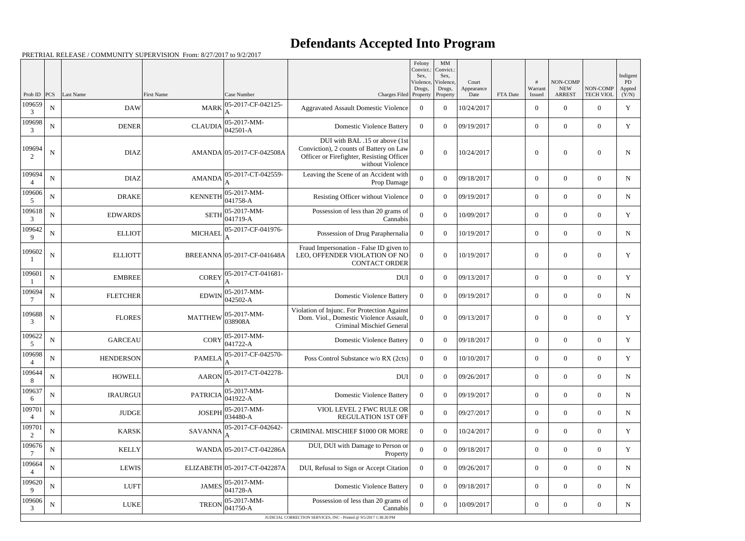# Defendants Accepted Into Program

PRETRIAL RELEASE / COMMUNITY SUPERVISION From: 8/27/2017 to 9/2/2017

| Prob ID | PCS | Last Name | First Name | Case Number | Charges Filed | Felony Convict.: Sex, Violence, Drugs, Property | MM Convict.: Sex, Violence, Drugs, Property | Court Appearance Date | FTA Date | # Warrant Issued | NON-COMP NEW ARREST | NON-COMP TECH VIOL | Indigent PD Appted (Y/N) |
|---|---|---|---|---|---|---|---|---|---|---|---|---|---|
| 1096593 | N | DAW | MARK | 05-2017-CF-042125-A | Aggravated Assault Domestic Violence | 0 | 0 | 10/24/2017 | | 0 | 0 | 0 | Y |
| 1096983 | N | DENER | CLAUDIA | 05-2017-MM-042501-A | Domestic Violence Battery | 0 | 0 | 09/19/2017 | | 0 | 0 | 0 | Y |
| 1096942 | N | DIAZ | AMANDA | 05-2017-CF-042508A | DUI with BAL .15 or above (1st Conviction), 2 counts of Battery on Law Officer or Firefighter, Resisting Officer without Violence | 0 | 0 | 10/24/2017 | | 0 | 0 | 0 | N |
| 1096944 | N | DIAZ | AMANDA | 05-2017-CT-042559-A | Leaving the Scene of an Accident with Prop Damage | 0 | 0 | 09/18/2017 | | 0 | 0 | 0 | N |
| 1096065 | N | DRAKE | KENNETH | 05-2017-MM-041758-A | Resisting Officer without Violence | 0 | 0 | 09/19/2017 | | 0 | 0 | 0 | N |
| 1096183 | N | EDWARDS | SETH | 05-2017-MM-041719-A | Possession of less than 20 grams of Cannabis | 0 | 0 | 10/09/2017 | | 0 | 0 | 0 | Y |
| 1096429 | N | ELLIOT | MICHAEL | 05-2017-CF-041976-A | Possession of Drug Paraphernalia | 0 | 0 | 10/19/2017 | | 0 | 0 | 0 | N |
| 1096021 | N | ELLIOTT | BREEANNA | 05-2017-CF-041648A | Fraud Impersonation - False ID given to LEO, OFFENDER VIOLATION OF NO CONTACT ORDER | 0 | 0 | 10/19/2017 | | 0 | 0 | 0 | Y |
| 1096011 | N | EMBREE | COREY | 05-2017-CT-041681-A | DUI | 0 | 0 | 09/13/2017 | | 0 | 0 | 0 | Y |
| 1096947 | N | FLETCHER | EDWIN | 05-2017-MM-042502-A | Domestic Violence Battery | 0 | 0 | 09/19/2017 | | 0 | 0 | 0 | N |
| 1096883 | N | FLORES | MATTHEW | 05-2017-MM-038908A | Violation of Injunc. For Protection Against Dom. Viol., Domestic Violence Assault, Criminal Mischief General | 0 | 0 | 09/13/2017 | | 0 | 0 | 0 | Y |
| 1096225 | N | GARCEAU | CORY | 05-2017-MM-041722-A | Domestic Violence Battery | 0 | 0 | 09/18/2017 | | 0 | 0 | 0 | Y |
| 1096984 | N | HENDERSON | PAMELA | 05-2017-CF-042570-A | Poss Control Substance w/o RX (2cts) | 0 | 0 | 10/10/2017 | | 0 | 0 | 0 | Y |
| 1096448 | N | HOWELL | AARON | 05-2017-CT-042278-A | DUI | 0 | 0 | 09/26/2017 | | 0 | 0 | 0 | N |
| 1096376 | N | IRAURGUI | PATRICIA | 05-2017-MM-041922-A | Domestic Violence Battery | 0 | 0 | 09/19/2017 | | 0 | 0 | 0 | N |
| 1097014 | N | JUDGE | JOSEPH | 05-2017-MM-034480-A | VIOL LEVEL 2 FWC RULE OR REGULATION 1ST OFF | 0 | 0 | 09/27/2017 | | 0 | 0 | 0 | N |
| 1097012 | N | KARSK | SAVANNA | 05-2017-CF-042642-A | CRIMINAL MISCHIEF $1000 OR MORE | 0 | 0 | 10/24/2017 | | 0 | 0 | 0 | Y |
| 1096767 | N | KELLY | WANDA | 05-2017-CT-042286A | DUI, DUI with Damage to Person or Property | 0 | 0 | 09/18/2017 | | 0 | 0 | 0 | Y |
| 1096644 | N | LEWIS | ELIZABETH | 05-2017-CT-042287A | DUI, Refusal to Sign or Accept Citation | 0 | 0 | 09/26/2017 | | 0 | 0 | 0 | N |
| 1096209 | N | LUFT | JAMES | 05-2017-MM-041728-A | Domestic Violence Battery | 0 | 0 | 09/18/2017 | | 0 | 0 | 0 | N |
| 1096063 | N | LUKE | TREON | 05-2017-MM-041750-A | Possession of less than 20 grams of Cannabis | 0 | 0 | 10/09/2017 | | 0 | 0 | 0 | N |

JUDICIAL CORRECTION SERVICES, INC - Printed @ 9/5/2017 1:38:20 PM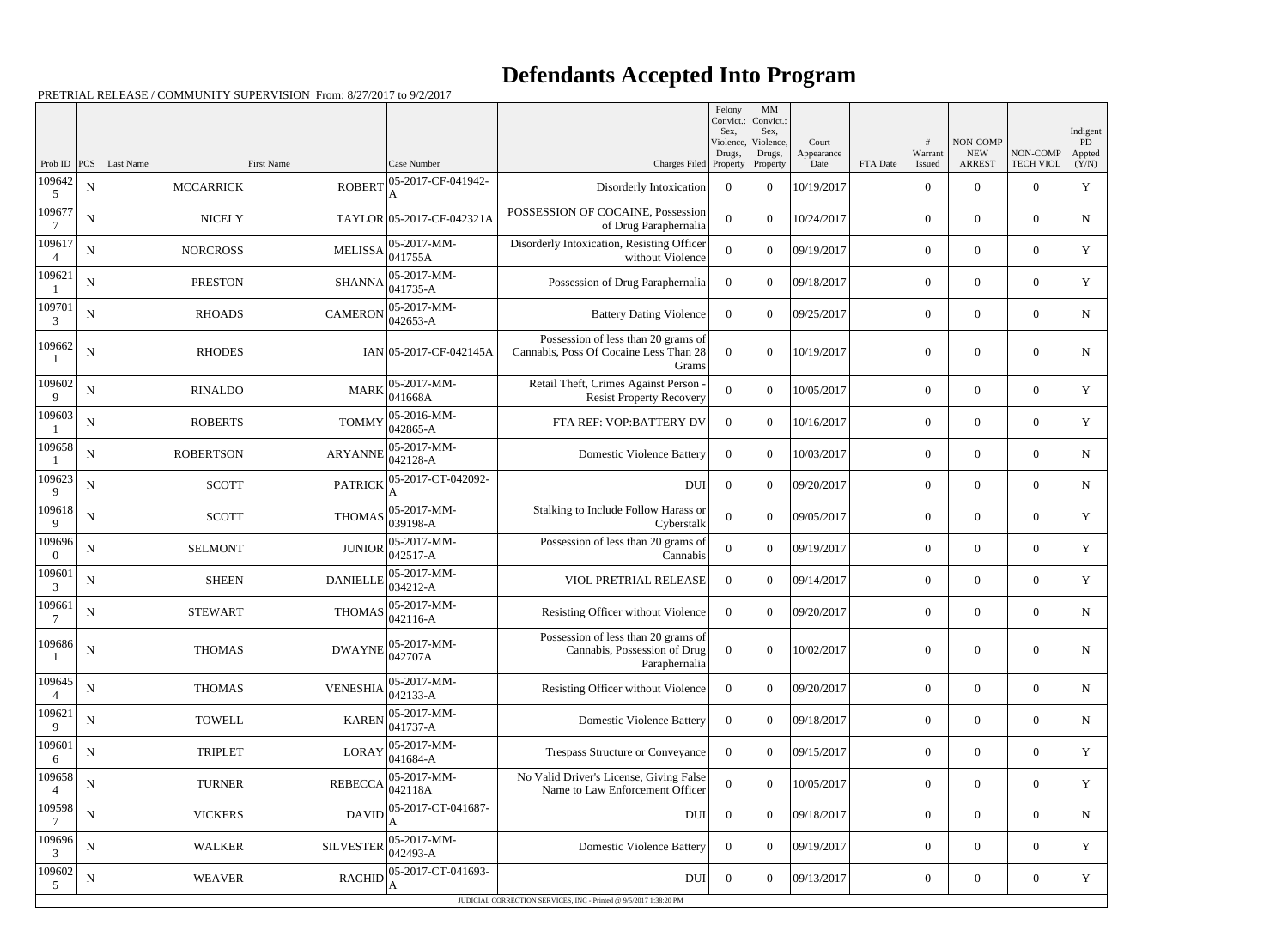# Defendants Accepted Into Program

PRETRIAL RELEASE / COMMUNITY SUPERVISION From: 8/27/2017 to 9/2/2017

| Prob ID | PCS | Last Name | First Name | Case Number | Charges Filed | Felony Convict.: Sex, Violence, Drugs, Property | MM Convict.: Sex, Violence, Drugs, Property | Court Appearance Date | FTA Date | # Warrant Issued | NON-COMP NEW ARREST | NON-COMP TECH VIOL | Indigent PD Appted (Y/N) |
|---|---|---|---|---|---|---|---|---|---|---|---|---|---|
| 1096425 | N | MCCARRICK | ROBERT | 05-2017-CF-041942-A | Disorderly Intoxication | 0 | 0 | 10/19/2017 | | 0 | 0 | 0 | Y |
| 1096777 | N | NICELY | TAYLOR | 05-2017-CF-042321A | POSSESSION OF COCAINE, Possession of Drug Paraphernalia | 0 | 0 | 10/24/2017 | | 0 | 0 | 0 | N |
| 1096174 | N | NORCROSS | MELISSA | 05-2017-MM-041755A | Disorderly Intoxication, Resisting Officer without Violence | 0 | 0 | 09/19/2017 | | 0 | 0 | 0 | Y |
| 1096211 | N | PRESTON | SHANNA | 05-2017-MM-041735-A | Possession of Drug Paraphernalia | 0 | 0 | 09/18/2017 | | 0 | 0 | 0 | Y |
| 1097013 | N | RHOADS | CAMERON | 05-2017-MM-042653-A | Battery Dating Violence | 0 | 0 | 09/25/2017 | | 0 | 0 | 0 | N |
| 1096621 | N | RHODES | IAN | 05-2017-CF-042145A | Possession of less than 20 grams of Cannabis, Poss Of Cocaine Less Than 28 Grams | 0 | 0 | 10/19/2017 | | 0 | 0 | 0 | N |
| 1096029 | N | RINALDO | MARK | 05-2017-MM-041668A | Retail Theft, Crimes Against Person - Resist Property Recovery | 0 | 0 | 10/05/2017 | | 0 | 0 | 0 | Y |
| 1096031 | N | ROBERTS | TOMMY | 05-2016-MM-042865-A | FTA REF: VOP:BATTERY DV | 0 | 0 | 10/16/2017 | | 0 | 0 | 0 | Y |
| 1096581 | N | ROBERTSON | ARYANNE | 05-2017-MM-042128-A | Domestic Violence Battery | 0 | 0 | 10/03/2017 | | 0 | 0 | 0 | N |
| 1096239 | N | SCOTT | PATRICK | 05-2017-CT-042092-A | DUI | 0 | 0 | 09/20/2017 | | 0 | 0 | 0 | N |
| 1096189 | N | SCOTT | THOMAS | 05-2017-MM-039198-A | Stalking to Include Follow Harass or Cyberstalk | 0 | 0 | 09/05/2017 | | 0 | 0 | 0 | Y |
| 1096960 | N | SELMONT | JUNIOR | 05-2017-MM-042517-A | Possession of less than 20 grams of Cannabis | 0 | 0 | 09/19/2017 | | 0 | 0 | 0 | Y |
| 1096013 | N | SHEEN | DANIELLE | 05-2017-MM-034212-A | VIOL PRETRIAL RELEASE | 0 | 0 | 09/14/2017 | | 0 | 0 | 0 | Y |
| 1096617 | N | STEWART | THOMAS | 05-2017-MM-042116-A | Resisting Officer without Violence | 0 | 0 | 09/20/2017 | | 0 | 0 | 0 | N |
| 1096861 | N | THOMAS | DWAYNE | 05-2017-MM-042707A | Possession of less than 20 grams of Cannabis, Possession of Drug Paraphernalia | 0 | 0 | 10/02/2017 | | 0 | 0 | 0 | N |
| 1096454 | N | THOMAS | VENESHIA | 05-2017-MM-042133-A | Resisting Officer without Violence | 0 | 0 | 09/20/2017 | | 0 | 0 | 0 | N |
| 1096219 | N | TOWELL | KAREN | 05-2017-MM-041737-A | Domestic Violence Battery | 0 | 0 | 09/18/2017 | | 0 | 0 | 0 | N |
| 1096016 | N | TRIPLET | LORAY | 05-2017-MM-041684-A | Trespass Structure or Conveyance | 0 | 0 | 09/15/2017 | | 0 | 0 | 0 | Y |
| 1096584 | N | TURNER | REBECCA | 05-2017-MM-042118A | No Valid Driver's License, Giving False Name to Law Enforcement Officer | 0 | 0 | 10/05/2017 | | 0 | 0 | 0 | Y |
| 1095987 | N | VICKERS | DAVID | 05-2017-CT-041687-A | DUI | 0 | 0 | 09/18/2017 | | 0 | 0 | 0 | N |
| 1096963 | N | WALKER | SILVESTER | 05-2017-MM-042493-A | Domestic Violence Battery | 0 | 0 | 09/19/2017 | | 0 | 0 | 0 | Y |
| 1096025 | N | WEAVER | RACHID | 05-2017-CT-041693-A | DUI | 0 | 0 | 09/13/2017 | | 0 | 0 | 0 | Y |

JUDICIAL CORRECTION SERVICES, INC - Printed @ 9/5/2017 1:38:20 PM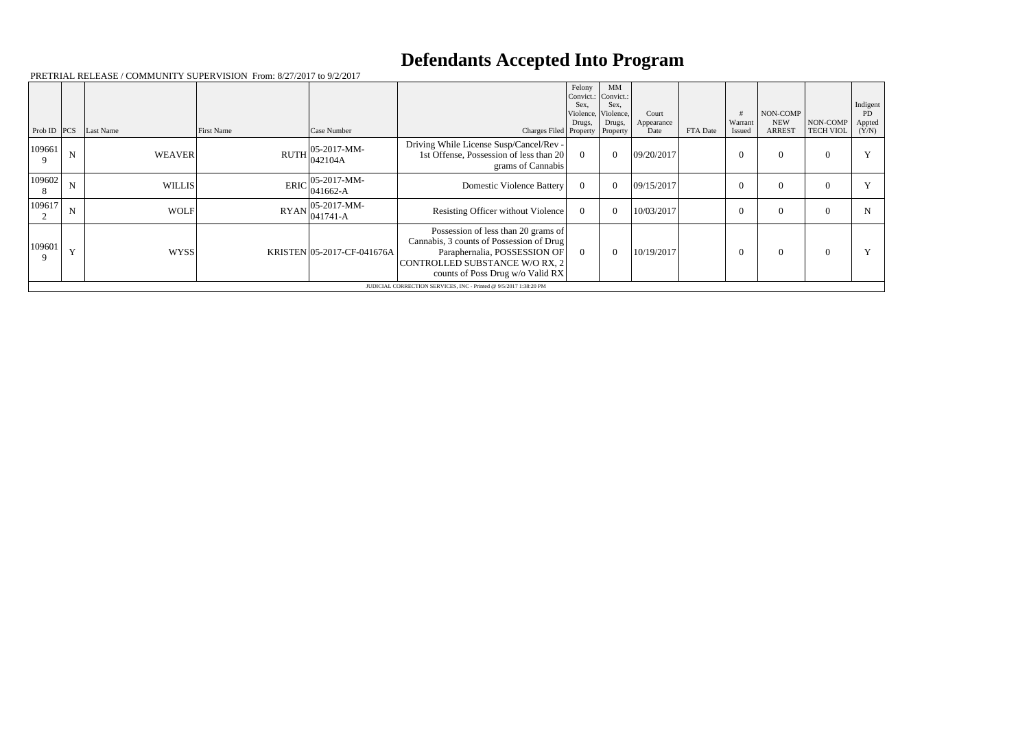# Defendants Accepted Into Program

PRETRIAL RELEASE / COMMUNITY SUPERVISION From: 8/27/2017 to 9/2/2017

| Prob ID | PCS | Last Name | First Name | Case Number | Charges Filed | Felony Convict.: Sex, Violence, Drugs, Property | MM Convict.: Sex, Violence, Drugs, Property | Court Appearance Date | FTA Date | # Warrant Issued | NON-COMP NEW ARREST | NON-COMP TECH VIOL | Indigent PD Appted (Y/N) |
|---|---|---|---|---|---|---|---|---|---|---|---|---|---|
| 1096619 | N | WEAVER | RUTH | 05-2017-MM-042104A | Driving While License Susp/Cancel/Rev - 1st Offense, Possession of less than 20 grams of Cannabis | 0 | 0 | 09/20/2017 | | 0 | 0 | 0 | Y |
| 1096028 | N | WILLIS | ERIC | 05-2017-MM-041662-A | Domestic Violence Battery | 0 | 0 | 09/15/2017 | | 0 | 0 | 0 | Y |
| 1096172 | N | WOLF | RYAN | 05-2017-MM-041741-A | Resisting Officer without Violence | 0 | 0 | 10/03/2017 | | 0 | 0 | 0 | N |
| 1096019 | Y | WYSS | KRISTEN | 05-2017-CF-041676A | Possession of less than 20 grams of Cannabis, 3 counts of Possession of Drug Paraphernalia, POSSESSION OF CONTROLLED SUBSTANCE W/O RX, 2 counts of Poss Drug w/o Valid RX | 0 | 0 | 10/19/2017 | | 0 | 0 | 0 | Y |

JUDICIAL CORRECTION SERVICES, INC - Printed @ 9/5/2017 1:38:20 PM